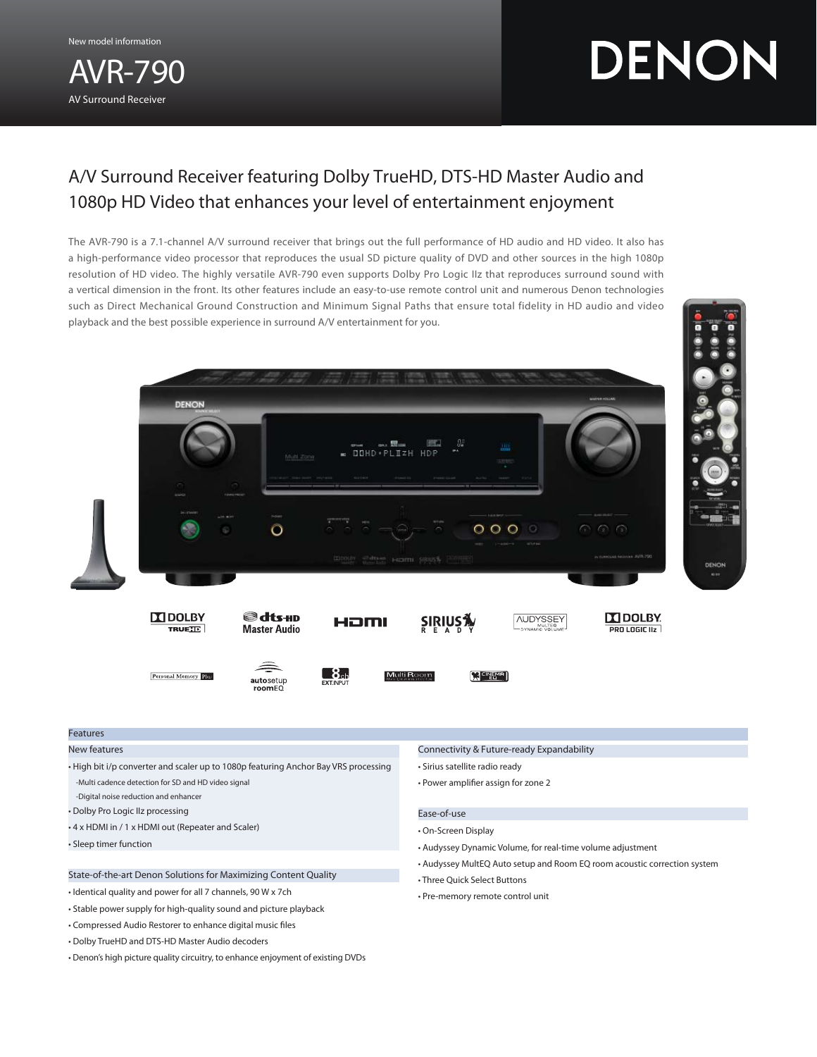New model information

# AVR-790

AV Surround Receiver

DENON

## A/V Surround Receiver featuring Dolby TrueHD, DTS-HD Master Audio and 1080p HD Video that enhances your level of entertainment enjoyment

The AVR-790 is a 7.1-channel A/V surround receiver that brings out the full performance of HD audio and HD video. It also has a high-performance video processor that reproduces the usual SD picture quality of DVD and other sources in the high 1080p resolution of HD video. The highly versatile AVR-790 even supports Dolby Pro Logic IIz that reproduces surround sound with a vertical dimension in the front. Its other features include an easy-to-use remote control unit and numerous Denon technologies such as Direct Mechanical Ground Construction and Minimum Signal Paths that ensure total fidelity in HD audio and video playback and the best possible experience in surround A/V entertainment for you.

## Features

### New features

- High bit i/p converter and scaler up to 1080p featuring Anchor Bay VRS processing
  - -Multi cadence detection for SD and HD video signal
  - -Digital noise reduction and enhancer
- Dolby Pro Logic IIz processing
- 4 x HDMI in / 1 x HDMI out (Repeater and Scaler)
- Sleep timer function

### State-of-the-art Denon Solutions for Maximizing Content Quality

- Identical quality and power for all 7 channels, 90 W x 7ch
- Stable power supply for high-quality sound and picture playback
- Compressed Audio Restorer to enhance digital music files
- Dolby TrueHD and DTS-HD Master Audio decoders
- Denon's high picture quality circuitry, to enhance enjoyment of existing DVDs

### Connectivity & Future-ready Expandability

- Sirius satellite radio ready
- Power amplifier assign for zone 2

### Ease-of-use

- On-Screen Display
- Audyssey Dynamic Volume, for real-time volume adjustment
- Audyssey MultEQ Auto setup and Room EQ room acoustic correction system
- Three Quick Select Buttons
- Pre-memory remote control unit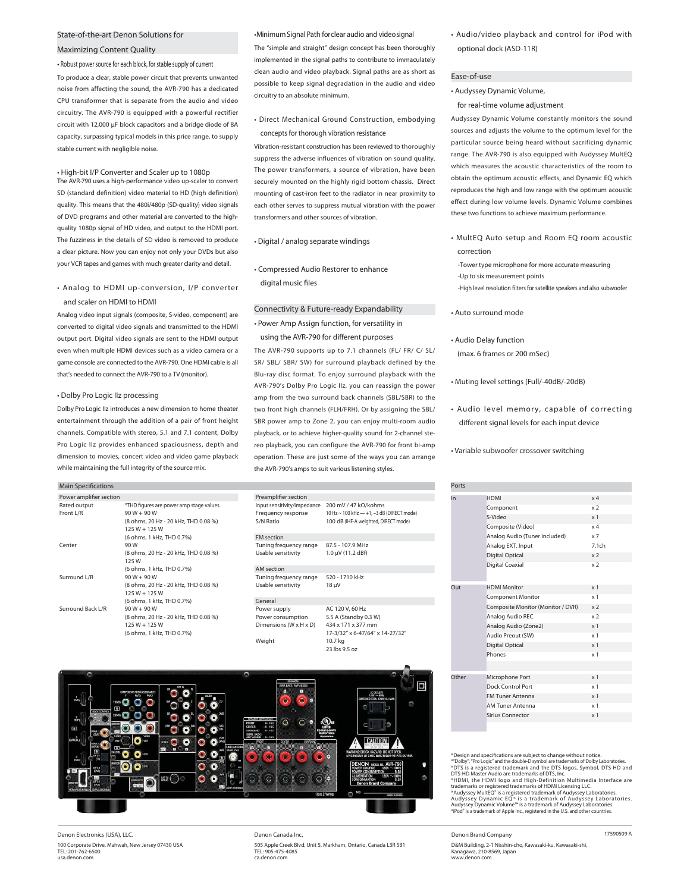## State-of-the-art Denon Solutions for Maximizing Content Quality

• Robust power source for each block, for stable supply of current

To produce a clear, stable power circuit that prevents unwanted noise from affecting the sound, the AVR-790 has a dedicated CPU transformer that is separate from the audio and video circuitry. The AVR-790 is equipped with a powerful rectifier circuit with 12,000 µF block capacitors and a bridge diode of 8A capacity, surpassing typical models in this price range, to supply stable current with negligible noise.

• High-bit I/P Converter and Scaler up to 1080p

The AVR-790 uses a high-performance video up-scaler to convert SD (standard definition) video material to HD (high definition) quality. This means that the 480i/480p (SD-quality) video signals of DVD programs and other material are converted to the high-quality 1080p signal of HD video, and output to the HDMI port. The fuzziness in the details of SD video is removed to produce a clear picture. Now you can enjoy not only your DVDs but also your VCR tapes and games with much greater clarity and detail.

• Analog to HDMI up-conversion, I/P converter and scaler on HDMI to HDMI

Analog video input signals (composite, S-video, component) are converted to digital video signals and transmitted to the HDMI output port. Digital video signals are sent to the HDMI output even when multiple HDMI devices such as a video camera or a game console are connected to the AVR-790. One HDMI cable is all that's needed to connect the AVR-790 to a TV (monitor).

• Dolby Pro Logic IIz processing

Dolby Pro Logic IIz introduces a new dimension to home theater entertainment through the addition of a pair of front height channels. Compatible with stereo, 5.1 and 7.1 content, Dolby Pro Logic IIz provides enhanced spaciousness, depth and dimension to movies, concert video and video game playback while maintaining the full integrity of the source mix.

•Minimum Signal Path for clear audio and video signal

The "simple and straight" design concept has been thoroughly implemented in the signal paths to contribute to immaculately clean audio and video playback. Signal paths are as short as possible to keep signal degradation in the audio and video circuitry to an absolute minimum.

• Direct Mechanical Ground Construction, embodying concepts for thorough vibration resistance

Vibration-resistant construction has been reviewed to thoroughly suppress the adverse influences of vibration on sound quality. The power transformers, a source of vibration, have been securely mounted on the highly rigid bottom chassis. Direct mounting of cast-iron feet to the radiator in near proximity to each other serves to suppress mutual vibration with the power transformers and other sources of vibration.

• Digital / analog separate windings

• Compressed Audio Restorer to enhance digital music files

## Connectivity & Future-ready Expandability

• Power Amp Assign function, for versatility in using the AVR-790 for different purposes

The AVR-790 supports up to 7.1 channels (FL/ FR/ C/ SL/ SR/ SBL/ SBR/ SW) for surround playback defined by the Blu-ray disc format. To enjoy surround playback with the AVR-790's Dolby Pro Logic IIz, you can reassign the power amp from the two surround back channels (SBL/SBR) to the two front high channels (FLH/FRH). Or by assigning the SBL/SBR power amp to Zone 2, you can enjoy multi-room audio playback, or to achieve higher-quality sound for 2-channel stereo playback, you can configure the AVR-790 for front bi-amp operation. These are just some of the ways you can arrange the AVR-790's amps to suit various listening styles.

• Audio/video playback and control for iPod with optional dock (ASD-11R)

## Ease-of-use

• Audyssey Dynamic Volume, for real-time volume adjustment

Audyssey Dynamic Volume constantly monitors the sound sources and adjusts the volume to the optimum level for the particular source being heard without sacrificing dynamic range. The AVR-790 is also equipped with Audyssey MultEQ which measures the acoustic characteristics of the room to obtain the optimum acoustic effects, and Dynamic EQ which reproduces the high and low range with the optimum acoustic effect during low volume levels. Dynamic Volume combines these two functions to achieve maximum performance.

• MultEQ Auto setup and Room EQ room acoustic correction
 - Tower type microphone for more accurate measuring
 - Up to six measurement points
 - High level resolution filters for satellite speakers and also subwoofer

• Auto surround mode

• Audio Delay function (max. 6 frames or 200 mSec)

• Muting level settings (Full/-40dB/-20dB)

• Audio level memory, capable of correcting different signal levels for each input device

• Variable subwoofer crossover switching

## Main Specifications

| Power amplifier section | |
|---|---|
| Rated output | *THD figures are power amp stage values. |
| Front L/R | 90 W + 90 W (8 ohms, 20 Hz - 20 kHz, THD 0.08 %) 125 W + 125 W (6 ohms, 1 kHz, THD 0.7%) |
| Center | 90 W (8 ohms, 20 Hz - 20 kHz, THD 0.08 %) 125 W (6 ohms, 1 kHz, THD 0.7%) |
| Surround L/R | 90 W + 90 W (8 ohms, 20 Hz - 20 kHz, THD 0.08 %) 125 W + 125 W (6 ohms, 1 kHz, THD 0.7%) |
| Surround Back L/R | 90 W + 90 W (8 ohms, 20 Hz - 20 kHz, THD 0.08 %) 125 W + 125 W (6 ohms, 1 kHz, THD 0.7%) |

| Preamplifier section | |
|---|---|
| Input sensitivity/impedance | 200 mV / 47 kΩ/kohms |
| Frequency response | 10 Hz ~ 100 kHz — +1, –3 dB (DIRECT mode) |
| S/N Ratio | 100 dB (IHF-A weighted, DIRECT mode) |
| **FM section** | |
| Tuning frequency range | 87.5 - 107.9 MHz |
| Usable sensitivity | 1.0 µV (11.2 dBf) |
| **AM section** | |
| Tuning frequency range | 520 - 1710 kHz |
| Usable sensitivity | 18 µV |
| **General** | |
| Power supply | AC 120 V, 60 Hz |
| Power consumption | 5.5 A (Standby 0.3 W) |
| Dimensions (W x H x D) | 434 x 171 x 377 mm 17-3/32" x 6-47/64" x 14-27/32" |
| Weight | 10.7 kg 23 lbs 9.5 oz |

## Ports

| | | |
|---|---|---|
| In | HDMI | x 4 |
| | Component | x 2 |
| | S-Video | x 1 |
| | Composite (Video) | x 4 |
| | Analog Audio (Tuner included) | x 7 |
| | Analog EXT. Input | 7.1ch |
| | Digital Optical | x 2 |
| | Digital Coaxial | x 2 |
| Out | HDMI Monitor | x 1 |
| | Component Monitor | x 1 |
| | Composite Monitor (Monitor / DVR) | x 2 |
| | Analog Audio REC | x 2 |
| | Analog Audio (Zone2) | x 1 |
| | Audio Preout (SW) | x 1 |
| | Digital Optical | x 1 |
| | Phones | x 1 |
| Other | Microphone Port | x 1 |
| | Dock Control Port | x 1 |
| | FM Tuner Antenna | x 1 |
| | AM Tuner Antenna | x 1 |
| | Sirius Connector | x 1 |

*Design and specifications are subject to change without notice.
*"Dolby", "Pro Logic" and the double-D symbol are trademarks of Dolby Laboratories.
*DTS is a registered trademark and the DTS logos, Symbol, DTS-HD and DTS-HD Master Audio are trademarks of DTS, Inc.
*HDMI, the HDMI logo and High-Definition Multimedia Interface are trademarks or registered trademarks of HDMI Licensing LLC.
*Audyssey MultEQ® is a registered trademark of Audyssey Laboratories. Audyssey Dynamic EQ™ is a trademark of Audyssey Laboratories. Audyssey Dynamic Volume™ is a trademark of Audyssey Laboratories.
*iPod® is a trademark of Apple Inc., registered in the U.S. and other countries.

Denon Electronics (USA), LLC.
100 Corporate Drive, Mahwah, New Jersey 07430 USA
TEL: 201-762-6500
usa.denon.com

Denon Canada Inc.
505 Apple Creek Blvd, Unit 5, Markham, Ontario, Canada L3R 5B1
TEL: 905-475-4085
ca.denon.com

Denon Brand Company
D&M Building, 2-1 Nisshin-cho, Kawasaki-ku, Kawasaki-shi, Kanagawa, 210-8569, Japan
www.denon.com

17590509 A